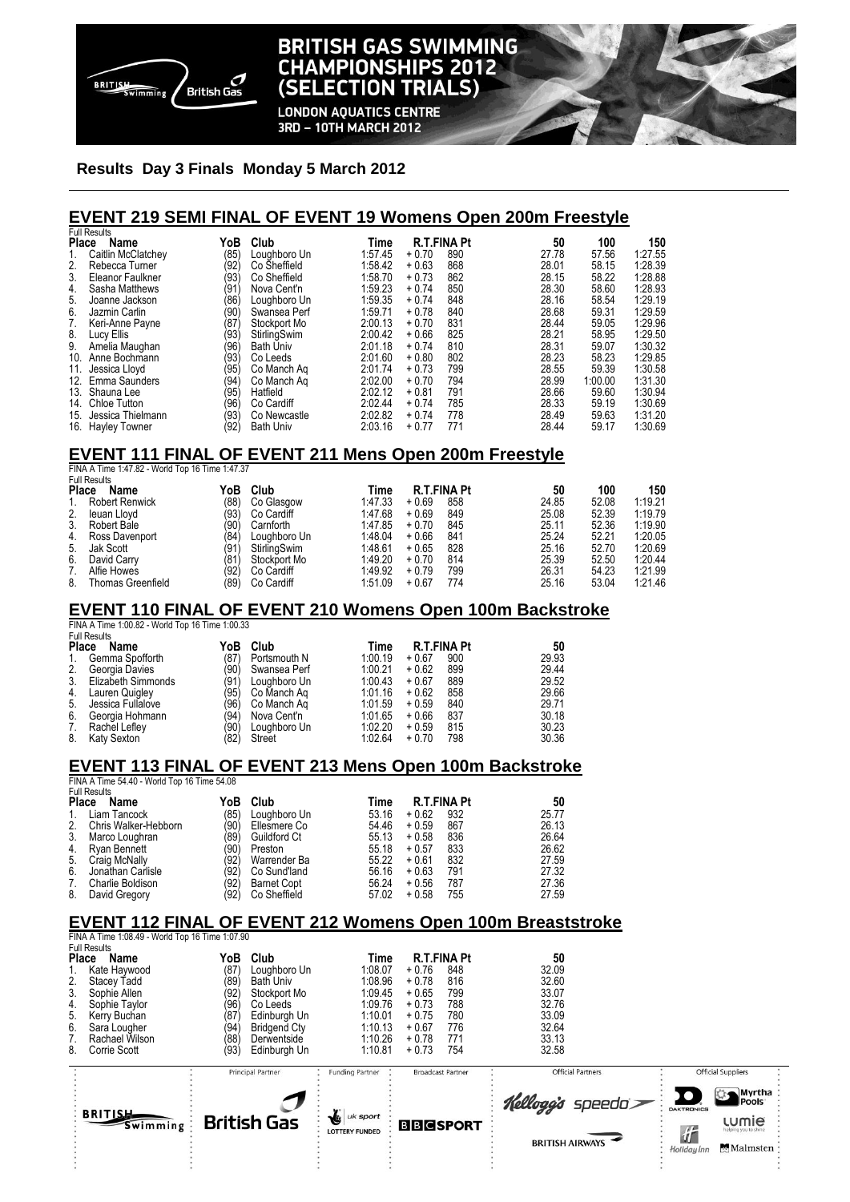# BRITISH GAS SWIMMING CHAMPIONSHIPS 2012 (SELECTION TRIALS)

LONDON AQUATICS CENTRE
3RD – 10TH MARCH 2012

**Results Day 3 Finals Monday 5 March 2012**

## EVENT 219 SEMI FINAL OF EVENT 19 Womens Open 200m Freestyle

Full Results

| Place | Name | YoB | Club | Time | R.T. | FINA Pt | 50 | 100 | 150 |
|---|---|---|---|---|---|---|---|---|---|
| 1. | Caitlin McClatchey | (85) | Loughboro Un | 1:57.45 | + 0.70 | 890 | 27.78 | 57.56 | 1:27.55 |
| 2. | Rebecca Turner | (92) | Co Sheffield | 1:58.42 | + 0.63 | 868 | 28.01 | 58.15 | 1:28.39 |
| 3. | Eleanor Faulkner | (93) | Co Sheffield | 1:58.70 | + 0.73 | 862 | 28.15 | 58.22 | 1:28.88 |
| 4. | Sasha Matthews | (91) | Nova Cent'n | 1:59.23 | + 0.74 | 850 | 28.30 | 58.60 | 1:28.93 |
| 5. | Joanne Jackson | (86) | Loughboro Un | 1:59.35 | + 0.74 | 848 | 28.16 | 58.54 | 1:29.19 |
| 6. | Jazmin Carlin | (90) | Swansea Perf | 1:59.71 | + 0.78 | 840 | 28.68 | 59.31 | 1:29.59 |
| 7. | Keri-Anne Payne | (87) | Stockport Mo | 2:00.13 | + 0.70 | 831 | 28.44 | 59.05 | 1:29.96 |
| 8. | Lucy Ellis | (93) | StirlingSwim | 2:00.42 | + 0.66 | 825 | 28.21 | 58.95 | 1:29.50 |
| 9. | Amelia Maughan | (96) | Bath Univ | 2:01.18 | + 0.74 | 810 | 28.31 | 59.07 | 1:30.32 |
| 10. | Anne Bochmann | (93) | Co Leeds | 2:01.60 | + 0.80 | 802 | 28.23 | 58.23 | 1:29.85 |
| 11. | Jessica Lloyd | (95) | Co Manch Aq | 2:01.74 | + 0.73 | 799 | 28.55 | 59.39 | 1:30.58 |
| 12. | Emma Saunders | (94) | Co Manch Aq | 2:02.00 | + 0.70 | 794 | 28.99 | 1:00.00 | 1:31.30 |
| 13. | Shauna Lee | (95) | Hatfield | 2:02.12 | + 0.81 | 791 | 28.66 | 59.60 | 1:30.94 |
| 14. | Chloe Tutton | (96) | Co Cardiff | 2:02.44 | + 0.74 | 785 | 28.33 | 59.19 | 1:30.69 |
| 15. | Jessica Thielmann | (93) | Co Newcastle | 2:02.82 | + 0.74 | 778 | 28.49 | 59.63 | 1:31.20 |
| 16. | Hayley Towner | (92) | Bath Univ | 2:03.16 | + 0.77 | 771 | 28.44 | 59.17 | 1:30.69 |

## EVENT 111 FINAL OF EVENT 211 Mens Open 200m Freestyle

FINA A Time 1:47.82 - World Top 16 Time 1:47.37

Full Results

| Place | Name | YoB | Club | Time | R.T. | FINA Pt | 50 | 100 | 150 |
|---|---|---|---|---|---|---|---|---|---|
| 1. | Robert Renwick | (88) | Co Glasgow | 1:47.33 | + 0.69 | 858 | 24.85 | 52.08 | 1:19.21 |
| 2. | Ieuan Lloyd | (93) | Co Cardiff | 1:47.68 | + 0.69 | 849 | 25.08 | 52.39 | 1:19.79 |
| 3. | Robert Bale | (90) | Carnforth | 1:47.85 | + 0.70 | 845 | 25.11 | 52.36 | 1:19.90 |
| 4. | Ross Davenport | (84) | Loughboro Un | 1:48.04 | + 0.66 | 841 | 25.24 | 52.21 | 1:20.05 |
| 5. | Jak Scott | (91) | StirlingSwim | 1:48.61 | + 0.65 | 828 | 25.16 | 52.70 | 1:20.69 |
| 6. | David Carry | (81) | Stockport Mo | 1:49.20 | + 0.70 | 814 | 25.39 | 52.50 | 1:20.44 |
| 7. | Alfie Howes | (92) | Co Cardiff | 1:49.92 | + 0.79 | 799 | 26.31 | 54.23 | 1:21.99 |
| 8. | Thomas Greenfield | (89) | Co Cardiff | 1:51.09 | + 0.67 | 774 | 25.16 | 53.04 | 1:21.46 |

## EVENT 110 FINAL OF EVENT 210 Womens Open 100m Backstroke

FINA A Time 1:00.82 - World Top 16 Time 1:00.33

Full Results

| Place | Name | YoB | Club | Time | R.T. | FINA Pt | 50 |
|---|---|---|---|---|---|---|---|
| 1. | Gemma Spofforth | (87) | Portsmouth N | 1:00.19 | + 0.67 | 900 | 29.93 |
| 2. | Georgia Davies | (90) | Swansea Perf | 1:00.21 | + 0.62 | 899 | 29.44 |
| 3. | Elizabeth Simmonds | (91) | Loughboro Un | 1:00.43 | + 0.67 | 889 | 29.52 |
| 4. | Lauren Quigley | (95) | Co Manch Aq | 1:01.16 | + 0.62 | 858 | 29.66 |
| 5. | Jessica Fullalove | (96) | Co Manch Aq | 1:01.59 | + 0.59 | 840 | 29.71 |
| 6. | Georgia Hohmann | (94) | Nova Cent'n | 1:01.65 | + 0.66 | 837 | 30.18 |
| 7. | Rachel Lefley | (90) | Loughboro Un | 1:02.20 | + 0.59 | 815 | 30.23 |
| 8. | Katy Sexton | (82) | Street | 1:02.64 | + 0.70 | 798 | 30.36 |

## EVENT 113 FINAL OF EVENT 213 Mens Open 100m Backstroke

FINA A Time 54.40 - World Top 16 Time 54.08

Full Results

| Place | Name | YoB | Club | Time | R.T. | FINA Pt | 50 |
|---|---|---|---|---|---|---|---|
| 1. | Liam Tancock | (85) | Loughboro Un | 53.16 | + 0.62 | 932 | 25.77 |
| 2. | Chris Walker-Hebborn | (90) | Ellesmere Co | 54.46 | + 0.59 | 867 | 26.13 |
| 3. | Marco Loughran | (89) | Guildford Ct | 55.13 | + 0.58 | 836 | 26.64 |
| 4. | Ryan Bennett | (90) | Preston | 55.18 | + 0.57 | 833 | 26.62 |
| 5. | Craig McNally | (92) | Warrender Ba | 55.22 | + 0.61 | 832 | 27.59 |
| 6. | Jonathan Carlisle | (92) | Co Sund'land | 56.16 | + 0.63 | 791 | 27.32 |
| 7. | Charlie Boldison | (92) | Barnet Copt | 56.24 | + 0.56 | 787 | 27.36 |
| 8. | David Gregory | (92) | Co Sheffield | 57.02 | + 0.58 | 755 | 27.59 |

## EVENT 112 FINAL OF EVENT 212 Womens Open 100m Breaststroke

FINA A Time 1:08.49 - World Top 16 Time 1:07.90

Full Results

| Place | Name | YoB | Club | Time | R.T. | FINA Pt | 50 |
|---|---|---|---|---|---|---|---|
| 1. | Kate Haywood | (87) | Loughboro Un | 1:08.07 | + 0.76 | 848 | 32.09 |
| 2. | Stacey Tadd | (89) | Bath Univ | 1:08.96 | + 0.78 | 816 | 32.60 |
| 3. | Sophie Allen | (92) | Stockport Mo | 1:09.45 | + 0.65 | 799 | 33.07 |
| 4. | Sophie Taylor | (96) | Co Leeds | 1:09.76 | + 0.73 | 788 | 32.76 |
| 5. | Kerry Buchan | (87) | Edinburgh Un | 1:10.01 | + 0.75 | 780 | 33.09 |
| 6. | Sara Lougher | (94) | Bridgend Cty | 1:10.13 | + 0.67 | 776 | 32.64 |
| 7. | Rachael Wilson | (88) | Derwentside | 1:10.26 | + 0.78 | 771 | 33.13 |
| 8. | Corrie Scott | (93) | Edinburgh Un | 1:10.81 | + 0.73 | 754 | 32.58 |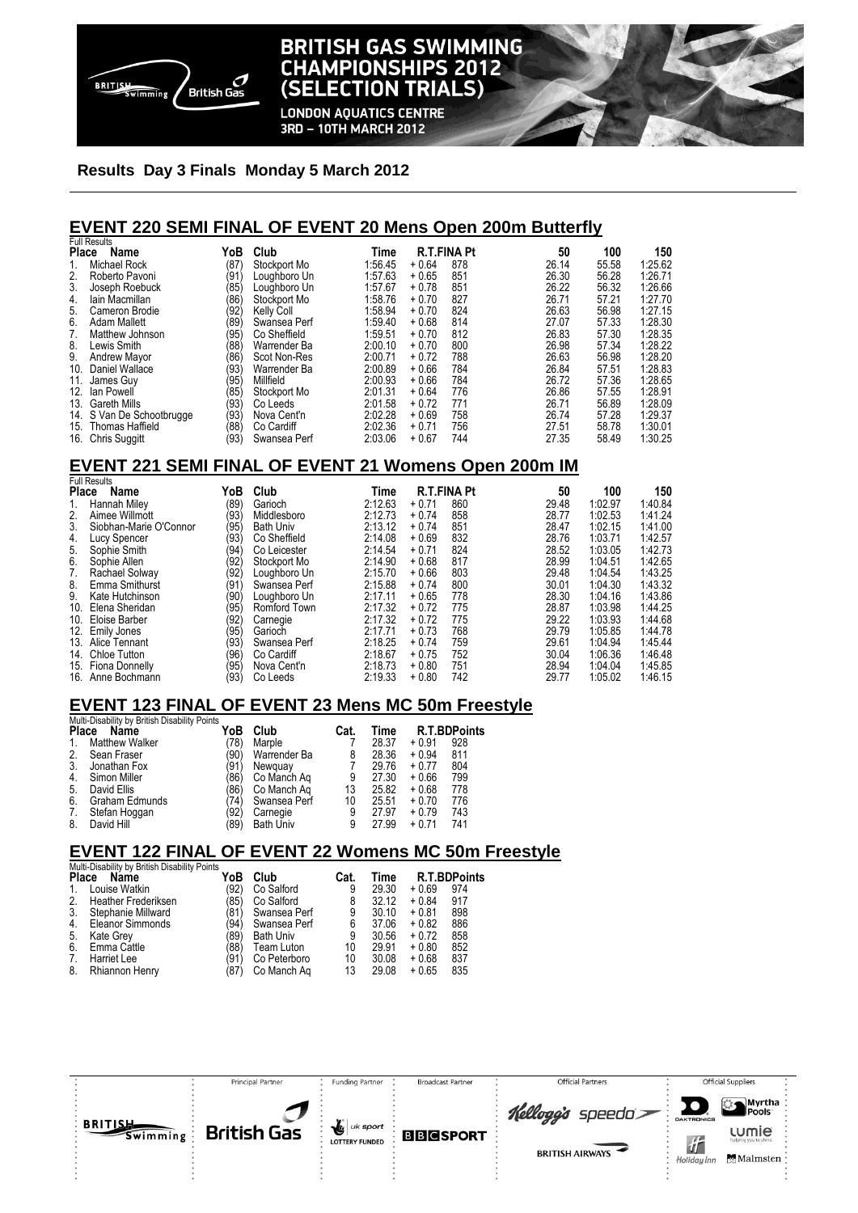# BRITISH GAS SWIMMING CHAMPIONSHIPS 2012 (SELECTION TRIALS)

LONDON AQUATICS CENTRE
3RD – 10TH MARCH 2012

**Results Day 3 Finals Monday 5 March 2012**

## EVENT 220 SEMI FINAL OF EVENT 20 Mens Open 200m Butterfly

Full Results

| Place | Name | YoB | Club | Time | R.T. | FINA Pt | 50 | 100 | 150 |
|---|---|---|---|---|---|---|---|---|---|
| 1. | Michael Rock | (87) | Stockport Mo | 1:56.45 | + 0.64 | 878 | 26.14 | 55.58 | 1:25.62 |
| 2. | Roberto Pavoni | (91) | Loughboro Un | 1:57.63 | + 0.65 | 851 | 26.30 | 56.28 | 1:26.71 |
| 3. | Joseph Roebuck | (85) | Loughboro Un | 1:57.67 | + 0.78 | 851 | 26.22 | 56.32 | 1:26.66 |
| 4. | Iain Macmillan | (86) | Stockport Mo | 1:58.76 | + 0.70 | 827 | 26.71 | 57.21 | 1:27.70 |
| 5. | Cameron Brodie | (92) | Kelly Coll | 1:58.94 | + 0.70 | 824 | 26.63 | 56.98 | 1:27.15 |
| 6. | Adam Mallett | (89) | Swansea Perf | 1:59.40 | + 0.68 | 814 | 27.07 | 57.33 | 1:28.30 |
| 7. | Matthew Johnson | (95) | Co Sheffield | 1:59.51 | + 0.70 | 812 | 26.83 | 57.30 | 1:28.35 |
| 8. | Lewis Smith | (88) | Warrender Ba | 2:00.10 | + 0.70 | 800 | 26.98 | 57.34 | 1:28.22 |
| 9. | Andrew Mayor | (86) | Scot Non-Res | 2:00.71 | + 0.72 | 788 | 26.63 | 56.98 | 1:28.20 |
| 10. | Daniel Wallace | (93) | Warrender Ba | 2:00.89 | + 0.66 | 784 | 26.84 | 57.51 | 1:28.83 |
| 11. | James Guy | (95) | Millfield | 2:00.93 | + 0.66 | 784 | 26.72 | 57.36 | 1:28.65 |
| 12. | Ian Powell | (85) | Stockport Mo | 2:01.31 | + 0.64 | 776 | 26.86 | 57.55 | 1:28.91 |
| 13. | Gareth Mills | (93) | Co Leeds | 2:01.58 | + 0.72 | 771 | 26.71 | 56.89 | 1:28.09 |
| 14. | S Van De Schootbrugge | (93) | Nova Cent'n | 2:02.28 | + 0.69 | 758 | 26.74 | 57.28 | 1:29.37 |
| 15. | Thomas Haffield | (88) | Co Cardiff | 2:02.36 | + 0.71 | 756 | 27.51 | 58.78 | 1:30.01 |
| 16. | Chris Suggitt | (93) | Swansea Perf | 2:03.06 | + 0.67 | 744 | 27.35 | 58.49 | 1:30.25 |

## EVENT 221 SEMI FINAL OF EVENT 21 Womens Open 200m IM

Full Results

| Place | Name | YoB | Club | Time | R.T. | FINA Pt | 50 | 100 | 150 |
|---|---|---|---|---|---|---|---|---|---|
| 1. | Hannah Miley | (89) | Garioch | 2:12.63 | + 0.71 | 860 | 29.48 | 1:02.97 | 1:40.84 |
| 2. | Aimee Willmott | (93) | Middlesboro | 2:12.73 | + 0.74 | 858 | 28.77 | 1:02.53 | 1:41.24 |
| 3. | Siobhan-Marie O'Connor | (95) | Bath Univ | 2:13.12 | + 0.74 | 851 | 28.47 | 1:02.15 | 1:41.00 |
| 4. | Lucy Spencer | (93) | Co Sheffield | 2:14.08 | + 0.69 | 832 | 28.76 | 1:03.71 | 1:42.57 |
| 5. | Sophie Smith | (94) | Co Leicester | 2:14.54 | + 0.71 | 824 | 28.52 | 1:03.05 | 1:42.73 |
| 6. | Sophie Allen | (92) | Stockport Mo | 2:14.90 | + 0.68 | 817 | 28.99 | 1:04.51 | 1:42.65 |
| 7. | Rachael Solway | (92) | Loughboro Un | 2:15.70 | + 0.66 | 803 | 29.48 | 1:04.54 | 1:43.25 |
| 8. | Emma Smithurst | (91) | Swansea Perf | 2:15.88 | + 0.74 | 800 | 30.01 | 1:04.30 | 1:43.32 |
| 9. | Kate Hutchinson | (90) | Loughboro Un | 2:17.11 | + 0.65 | 778 | 28.30 | 1:04.16 | 1:43.86 |
| 10. | Elena Sheridan | (95) | Romford Town | 2:17.32 | + 0.72 | 775 | 28.87 | 1:03.98 | 1:44.25 |
| 10. | Eloise Barber | (92) | Carnegie | 2:17.32 | + 0.72 | 775 | 29.22 | 1:03.93 | 1:44.68 |
| 12. | Emily Jones | (95) | Garioch | 2:17.71 | + 0.73 | 768 | 29.79 | 1:05.85 | 1:44.78 |
| 13. | Alice Tennant | (93) | Swansea Perf | 2:18.25 | + 0.74 | 759 | 29.61 | 1:04.94 | 1:45.44 |
| 14. | Chloe Tutton | (96) | Co Cardiff | 2:18.67 | + 0.75 | 752 | 30.04 | 1:06.36 | 1:46.48 |
| 15. | Fiona Donnelly | (95) | Nova Cent'n | 2:18.73 | + 0.80 | 751 | 28.94 | 1:04.04 | 1:45.85 |
| 16. | Anne Bochmann | (93) | Co Leeds | 2:19.33 | + 0.80 | 742 | 29.77 | 1:05.02 | 1:46.15 |

## EVENT 123 FINAL OF EVENT 23 Mens MC 50m Freestyle

Multi-Disability by British Disability Points

| Place | Name | YoB | Club | Cat. | Time | R.T. | BDPoints |
|---|---|---|---|---|---|---|---|
| 1. | Matthew Walker | (78) | Marple | 7 | 28.37 | + 0.91 | 928 |
| 2. | Sean Fraser | (90) | Warrender Ba | 8 | 28.36 | + 0.94 | 811 |
| 3. | Jonathan Fox | (91) | Newquay | 7 | 29.76 | + 0.77 | 804 |
| 4. | Simon Miller | (86) | Co Manch Aq | 9 | 27.30 | + 0.66 | 799 |
| 5. | David Ellis | (86) | Co Manch Aq | 13 | 25.82 | + 0.68 | 778 |
| 6. | Graham Edmunds | (74) | Swansea Perf | 10 | 25.51 | + 0.70 | 776 |
| 7. | Stefan Hoggan | (92) | Carnegie | 9 | 27.97 | + 0.79 | 743 |
| 8. | David Hill | (89) | Bath Univ | 9 | 27.99 | + 0.71 | 741 |

## EVENT 122 FINAL OF EVENT 22 Womens MC 50m Freestyle

Multi-Disability by British Disability Points

| Place | Name | YoB | Club | Cat. | Time | R.T. | BDPoints |
|---|---|---|---|---|---|---|---|
| 1. | Louise Watkin | (92) | Co Salford | 9 | 29.30 | + 0.69 | 974 |
| 2. | Heather Frederiksen | (85) | Co Salford | 8 | 32.12 | + 0.84 | 917 |
| 3. | Stephanie Millward | (81) | Swansea Perf | 9 | 30.10 | + 0.81 | 898 |
| 4. | Eleanor Simmonds | (94) | Swansea Perf | 6 | 37.06 | + 0.82 | 886 |
| 5. | Kate Grey | (89) | Bath Univ | 9 | 30.56 | + 0.72 | 858 |
| 6. | Emma Cattle | (88) | Team Luton | 10 | 29.91 | + 0.80 | 852 |
| 7. | Harriet Lee | (91) | Co Peterboro | 10 | 30.08 | + 0.68 | 837 |
| 8. | Rhiannon Henry | (87) | Co Manch Aq | 13 | 29.08 | + 0.65 | 835 |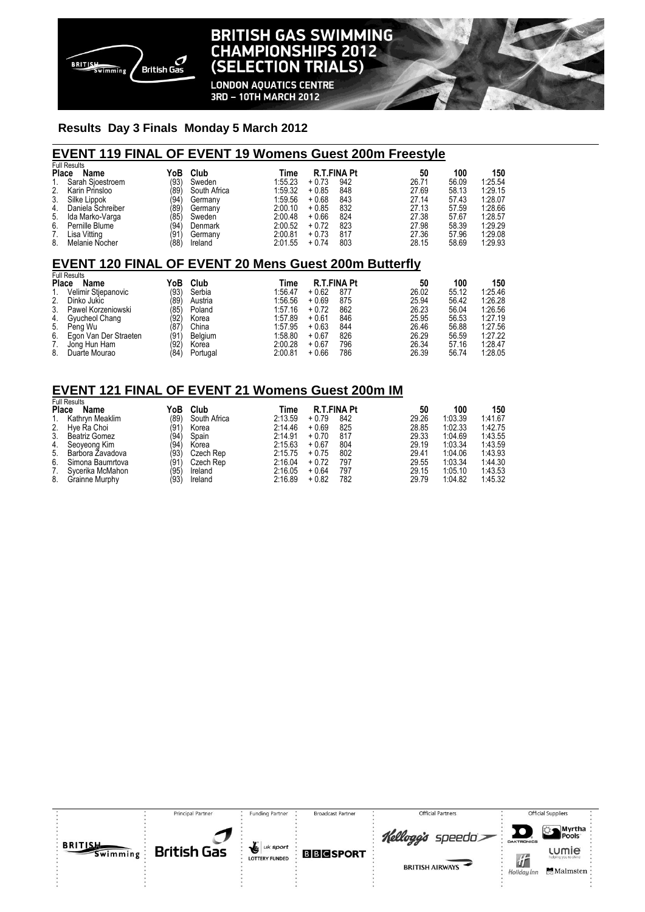## Results Day 3 Finals Monday 5 March 2012

### EVENT 119 FINAL OF EVENT 19 Womens Guest 200m Freestyle

Full Results

| Place | Name | YoB | Club | Time | R.T. | FINA Pt | 50 | 100 | 150 |
|---|---|---|---|---|---|---|---|---|---|
| 1. | Sarah Sjoestroem | (93) | Sweden | 1:55.23 | + 0.73 | 942 | 26.71 | 56.09 | 1:25.54 |
| 2. | Karin Prinsloo | (89) | South Africa | 1:59.32 | + 0.85 | 848 | 27.69 | 58.13 | 1:29.15 |
| 3. | Silke Lippok | (94) | Germany | 1:59.56 | + 0.68 | 843 | 27.14 | 57.43 | 1:28.07 |
| 4. | Daniela Schreiber | (89) | Germany | 2:00.10 | + 0.85 | 832 | 27.13 | 57.59 | 1:28.66 |
| 5. | Ida Marko-Varga | (85) | Sweden | 2:00.48 | + 0.66 | 824 | 27.38 | 57.67 | 1:28.57 |
| 6. | Pernille Blume | (94) | Denmark | 2:00.52 | + 0.72 | 823 | 27.98 | 58.39 | 1:29.29 |
| 7. | Lisa Vitting | (91) | Germany | 2:00.81 | + 0.73 | 817 | 27.36 | 57.96 | 1:29.08 |
| 8. | Melanie Nocher | (88) | Ireland | 2:01.55 | + 0.74 | 803 | 28.15 | 58.69 | 1:29.93 |

### EVENT 120 FINAL OF EVENT 20 Mens Guest 200m Butterfly

Full Results

| Place | Name | YoB | Club | Time | R.T. | FINA Pt | 50 | 100 | 150 |
|---|---|---|---|---|---|---|---|---|---|
| 1. | Velimir Stjepanovic | (93) | Serbia | 1:56.47 | + 0.62 | 877 | 26.02 | 55.12 | 1:25.46 |
| 2. | Dinko Jukic | (89) | Austria | 1:56.56 | + 0.69 | 875 | 25.94 | 56.42 | 1:26.28 |
| 3. | Pawel Korzeniowski | (85) | Poland | 1:57.16 | + 0.72 | 862 | 26.23 | 56.04 | 1:26.56 |
| 4. | Gyucheol Chang | (92) | Korea | 1:57.89 | + 0.61 | 846 | 25.95 | 56.53 | 1:27.19 |
| 5. | Peng Wu | (87) | China | 1:57.95 | + 0.63 | 844 | 26.46 | 56.88 | 1:27.56 |
| 6. | Egon Van Der Straeten | (91) | Belgium | 1:58.80 | + 0.67 | 826 | 26.29 | 56.59 | 1:27.22 |
| 7. | Jong Hun Ham | (92) | Korea | 2:00.28 | + 0.67 | 796 | 26.34 | 57.16 | 1:28.47 |
| 8. | Duarte Mourao | (84) | Portugal | 2:00.81 | + 0.66 | 786 | 26.39 | 56.74 | 1:28.05 |

### EVENT 121 FINAL OF EVENT 21 Womens Guest 200m IM

Full Results

| Place | Name | YoB | Club | Time | R.T. | FINA Pt | 50 | 100 | 150 |
|---|---|---|---|---|---|---|---|---|---|
| 1. | Kathryn Meaklim | (89) | South Africa | 2:13.59 | + 0.79 | 842 | 29.26 | 1:03.39 | 1:41.67 |
| 2. | Hye Ra Choi | (91) | Korea | 2:14.46 | + 0.69 | 825 | 28.85 | 1:02.33 | 1:42.75 |
| 3. | Beatriz Gomez | (94) | Spain | 2:14.91 | + 0.70 | 817 | 29.33 | 1:04.69 | 1:43.55 |
| 4. | Seoyeong Kim | (94) | Korea | 2:15.63 | + 0.67 | 804 | 29.19 | 1:03.34 | 1:43.59 |
| 5. | Barbora Zavadova | (93) | Czech Rep | 2:15.75 | + 0.75 | 802 | 29.41 | 1:04.06 | 1:43.93 |
| 6. | Simona Baumrtova | (91) | Czech Rep | 2:16.04 | + 0.72 | 797 | 29.55 | 1:03.34 | 1:44.30 |
| 7. | Sycerika McMahon | (95) | Ireland | 2:16.05 | + 0.64 | 797 | 29.15 | 1:05.10 | 1:43.53 |
| 8. | Grainne Murphy | (93) | Ireland | 2:16.89 | + 0.82 | 782 | 29.79 | 1:04.82 | 1:45.32 |